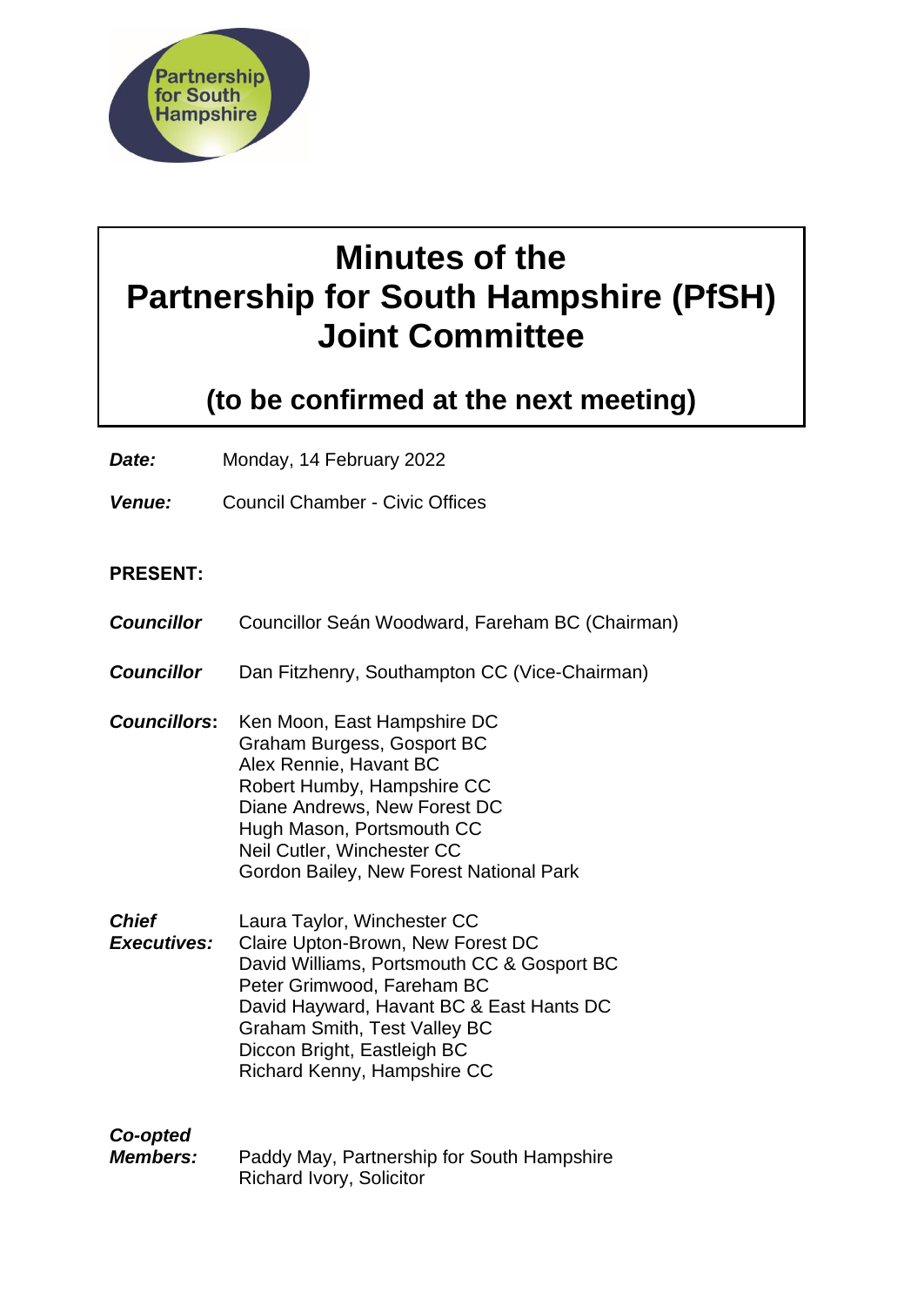# Minutes of the Partnership for South Hampshire (PfSH) Joint Committee

## (to be confirmed at the next meeting)

***Date:*** Monday, 14 February 2022

***Venue:*** Council Chamber - Civic Offices

**PRESENT:**

***Councillor*** Councillor Seán Woodward, Fareham BC (Chairman)

***Councillor*** Dan Fitzhenry, Southampton CC (Vice-Chairman)

***Councillors*:**
Ken Moon, East Hampshire DC
Graham Burgess, Gosport BC
Alex Rennie, Havant BC
Robert Humby, Hampshire CC
Diane Andrews, New Forest DC
Hugh Mason, Portsmouth CC
Neil Cutler, Winchester CC
Gordon Bailey, New Forest National Park

***Chief Executives:***
Laura Taylor, Winchester CC
Claire Upton-Brown, New Forest DC
David Williams, Portsmouth CC & Gosport BC
Peter Grimwood, Fareham BC
David Hayward, Havant BC & East Hants DC
Graham Smith, Test Valley BC
Diccon Bright, Eastleigh BC
Richard Kenny, Hampshire CC

***Co-opted Members:***
Paddy May, Partnership for South Hampshire
Richard Ivory, Solicitor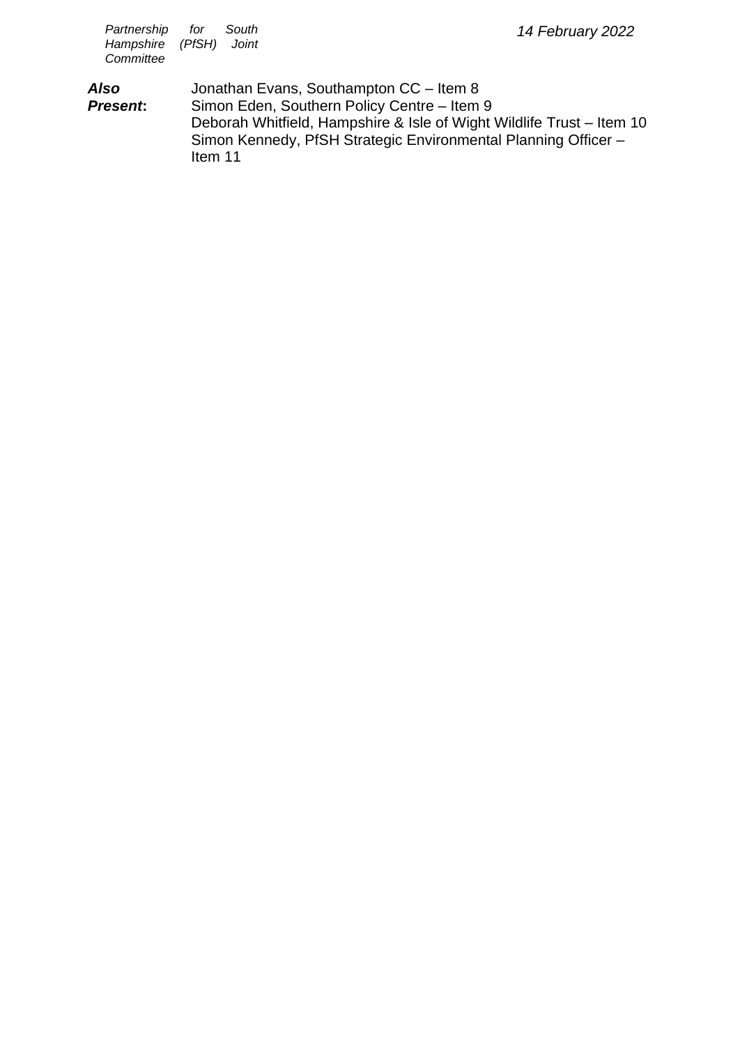***Also Present*:** Jonathan Evans, Southampton CC – Item 8
Simon Eden, Southern Policy Centre – Item 9
Deborah Whitfield, Hampshire & Isle of Wight Wildlife Trust – Item 10
Simon Kennedy, PfSH Strategic Environmental Planning Officer – Item 11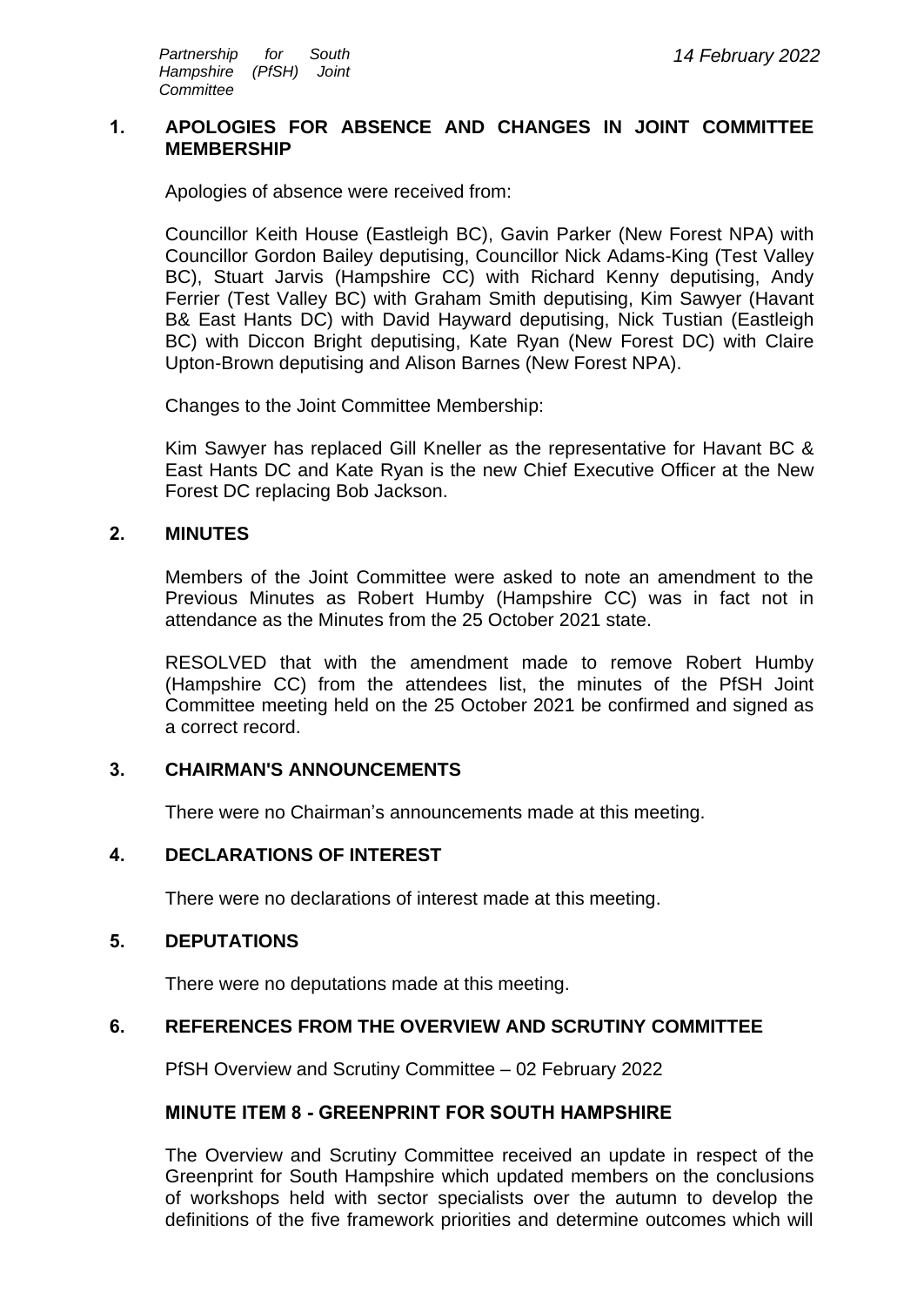## 1. APOLOGIES FOR ABSENCE AND CHANGES IN JOINT COMMITTEE MEMBERSHIP

Apologies of absence were received from:

Councillor Keith House (Eastleigh BC), Gavin Parker (New Forest NPA) with Councillor Gordon Bailey deputising, Councillor Nick Adams-King (Test Valley BC), Stuart Jarvis (Hampshire CC) with Richard Kenny deputising, Andy Ferrier (Test Valley BC) with Graham Smith deputising, Kim Sawyer (Havant B& East Hants DC) with David Hayward deputising, Nick Tustian (Eastleigh BC) with Diccon Bright deputising, Kate Ryan (New Forest DC) with Claire Upton-Brown deputising and Alison Barnes (New Forest NPA).

Changes to the Joint Committee Membership:

Kim Sawyer has replaced Gill Kneller as the representative for Havant BC & East Hants DC and Kate Ryan is the new Chief Executive Officer at the New Forest DC replacing Bob Jackson.

## 2. MINUTES

Members of the Joint Committee were asked to note an amendment to the Previous Minutes as Robert Humby (Hampshire CC) was in fact not in attendance as the Minutes from the 25 October 2021 state.

RESOLVED that with the amendment made to remove Robert Humby (Hampshire CC) from the attendees list, the minutes of the PfSH Joint Committee meeting held on the 25 October 2021 be confirmed and signed as a correct record.

## 3. CHAIRMAN'S ANNOUNCEMENTS

There were no Chairman's announcements made at this meeting.

## 4. DECLARATIONS OF INTEREST

There were no declarations of interest made at this meeting.

## 5. DEPUTATIONS

There were no deputations made at this meeting.

## 6. REFERENCES FROM THE OVERVIEW AND SCRUTINY COMMITTEE

PfSH Overview and Scrutiny Committee – 02 February 2022

### MINUTE ITEM 8 - GREENPRINT FOR SOUTH HAMPSHIRE

The Overview and Scrutiny Committee received an update in respect of the Greenprint for South Hampshire which updated members on the conclusions of workshops held with sector specialists over the autumn to develop the definitions of the five framework priorities and determine outcomes which will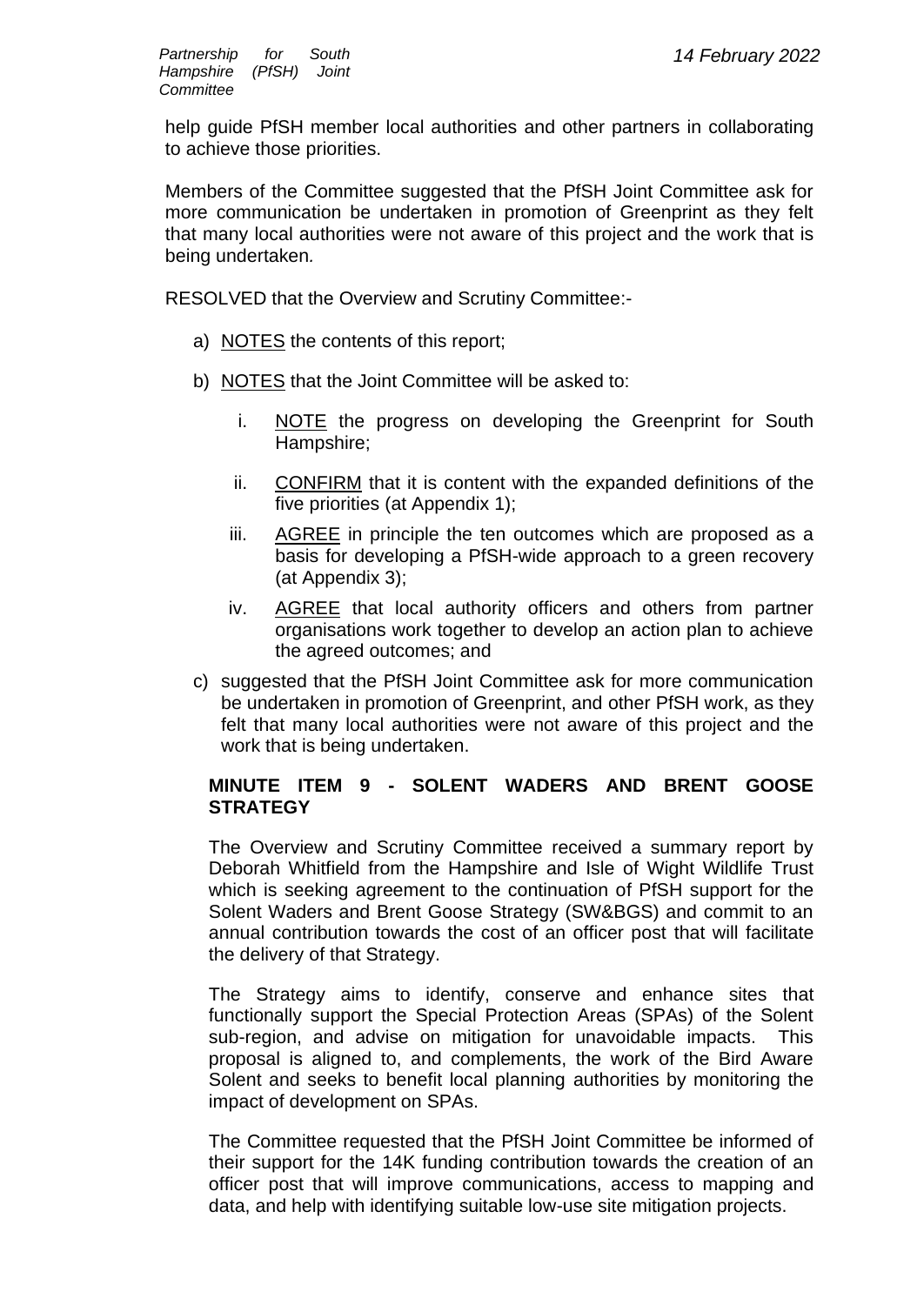help guide PfSH member local authorities and other partners in collaborating to achieve those priorities.

Members of the Committee suggested that the PfSH Joint Committee ask for more communication be undertaken in promotion of Greenprint as they felt that many local authorities were not aware of this project and the work that is being undertaken.

RESOLVED that the Overview and Scrutiny Committee:-

a) NOTES the contents of this report;

b) NOTES that the Joint Committee will be asked to:

   i. NOTE the progress on developing the Greenprint for South Hampshire;

   ii. CONFIRM that it is content with the expanded definitions of the five priorities (at Appendix 1);

   iii. AGREE in principle the ten outcomes which are proposed as a basis for developing a PfSH-wide approach to a green recovery (at Appendix 3);

   iv. AGREE that local authority officers and others from partner organisations work together to develop an action plan to achieve the agreed outcomes; and

c) suggested that the PfSH Joint Committee ask for more communication be undertaken in promotion of Greenprint, and other PfSH work, as they felt that many local authorities were not aware of this project and the work that is being undertaken.

**MINUTE ITEM 9 - SOLENT WADERS AND BRENT GOOSE STRATEGY**

The Overview and Scrutiny Committee received a summary report by Deborah Whitfield from the Hampshire and Isle of Wight Wildlife Trust which is seeking agreement to the continuation of PfSH support for the Solent Waders and Brent Goose Strategy (SW&BGS) and commit to an annual contribution towards the cost of an officer post that will facilitate the delivery of that Strategy.

The Strategy aims to identify, conserve and enhance sites that functionally support the Special Protection Areas (SPAs) of the Solent sub-region, and advise on mitigation for unavoidable impacts. This proposal is aligned to, and complements, the work of the Bird Aware Solent and seeks to benefit local planning authorities by monitoring the impact of development on SPAs.

The Committee requested that the PfSH Joint Committee be informed of their support for the 14K funding contribution towards the creation of an officer post that will improve communications, access to mapping and data, and help with identifying suitable low-use site mitigation projects.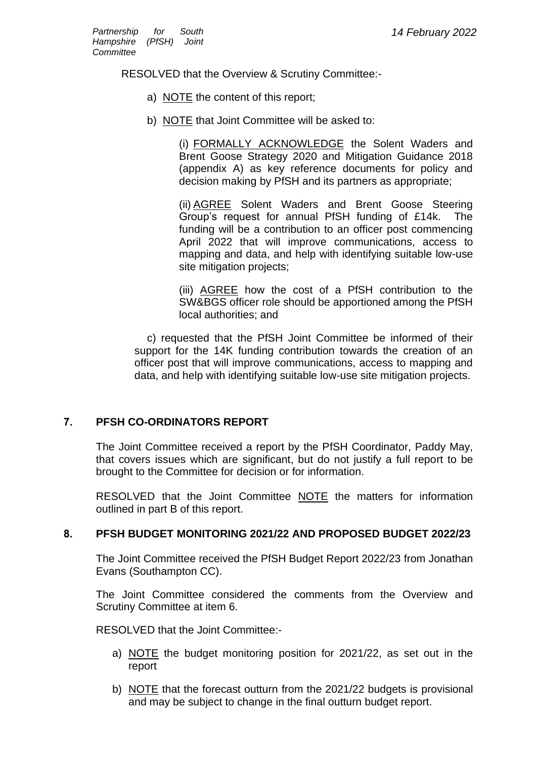RESOLVED that the Overview & Scrutiny Committee:-

a) NOTE the content of this report;

b) NOTE that Joint Committee will be asked to:

(i) FORMALLY ACKNOWLEDGE the Solent Waders and Brent Goose Strategy 2020 and Mitigation Guidance 2018 (appendix A) as key reference documents for policy and decision making by PfSH and its partners as appropriate;

(ii) AGREE Solent Waders and Brent Goose Steering Group's request for annual PfSH funding of £14k. The funding will be a contribution to an officer post commencing April 2022 that will improve communications, access to mapping and data, and help with identifying suitable low-use site mitigation projects;

(iii) AGREE how the cost of a PfSH contribution to the SW&BGS officer role should be apportioned among the PfSH local authorities; and

c) requested that the PfSH Joint Committee be informed of their support for the 14K funding contribution towards the creation of an officer post that will improve communications, access to mapping and data, and help with identifying suitable low-use site mitigation projects.

## 7. PFSH CO-ORDINATORS REPORT

The Joint Committee received a report by the PfSH Coordinator, Paddy May, that covers issues which are significant, but do not justify a full report to be brought to the Committee for decision or for information.

RESOLVED that the Joint Committee NOTE the matters for information outlined in part B of this report.

## 8. PFSH BUDGET MONITORING 2021/22 AND PROPOSED BUDGET 2022/23

The Joint Committee received the PfSH Budget Report 2022/23 from Jonathan Evans (Southampton CC).

The Joint Committee considered the comments from the Overview and Scrutiny Committee at item 6.

RESOLVED that the Joint Committee:-

a) NOTE the budget monitoring position for 2021/22, as set out in the report

b) NOTE that the forecast outturn from the 2021/22 budgets is provisional and may be subject to change in the final outturn budget report.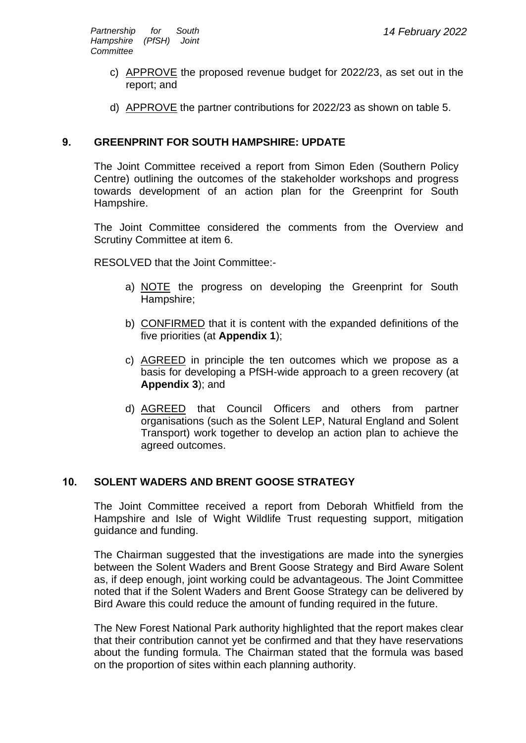c) APPROVE the proposed revenue budget for 2022/23, as set out in the report; and

d) APPROVE the partner contributions for 2022/23 as shown on table 5.

## 9. GREENPRINT FOR SOUTH HAMPSHIRE: UPDATE

The Joint Committee received a report from Simon Eden (Southern Policy Centre) outlining the outcomes of the stakeholder workshops and progress towards development of an action plan for the Greenprint for South Hampshire.

The Joint Committee considered the comments from the Overview and Scrutiny Committee at item 6.

RESOLVED that the Joint Committee:-

a) NOTE the progress on developing the Greenprint for South Hampshire;

b) CONFIRMED that it is content with the expanded definitions of the five priorities (at **Appendix 1**);

c) AGREED in principle the ten outcomes which we propose as a basis for developing a PfSH-wide approach to a green recovery (at **Appendix 3**); and

d) AGREED that Council Officers and others from partner organisations (such as the Solent LEP, Natural England and Solent Transport) work together to develop an action plan to achieve the agreed outcomes.

## 10. SOLENT WADERS AND BRENT GOOSE STRATEGY

The Joint Committee received a report from Deborah Whitfield from the Hampshire and Isle of Wight Wildlife Trust requesting support, mitigation guidance and funding.

The Chairman suggested that the investigations are made into the synergies between the Solent Waders and Brent Goose Strategy and Bird Aware Solent as, if deep enough, joint working could be advantageous. The Joint Committee noted that if the Solent Waders and Brent Goose Strategy can be delivered by Bird Aware this could reduce the amount of funding required in the future.

The New Forest National Park authority highlighted that the report makes clear that their contribution cannot yet be confirmed and that they have reservations about the funding formula. The Chairman stated that the formula was based on the proportion of sites within each planning authority.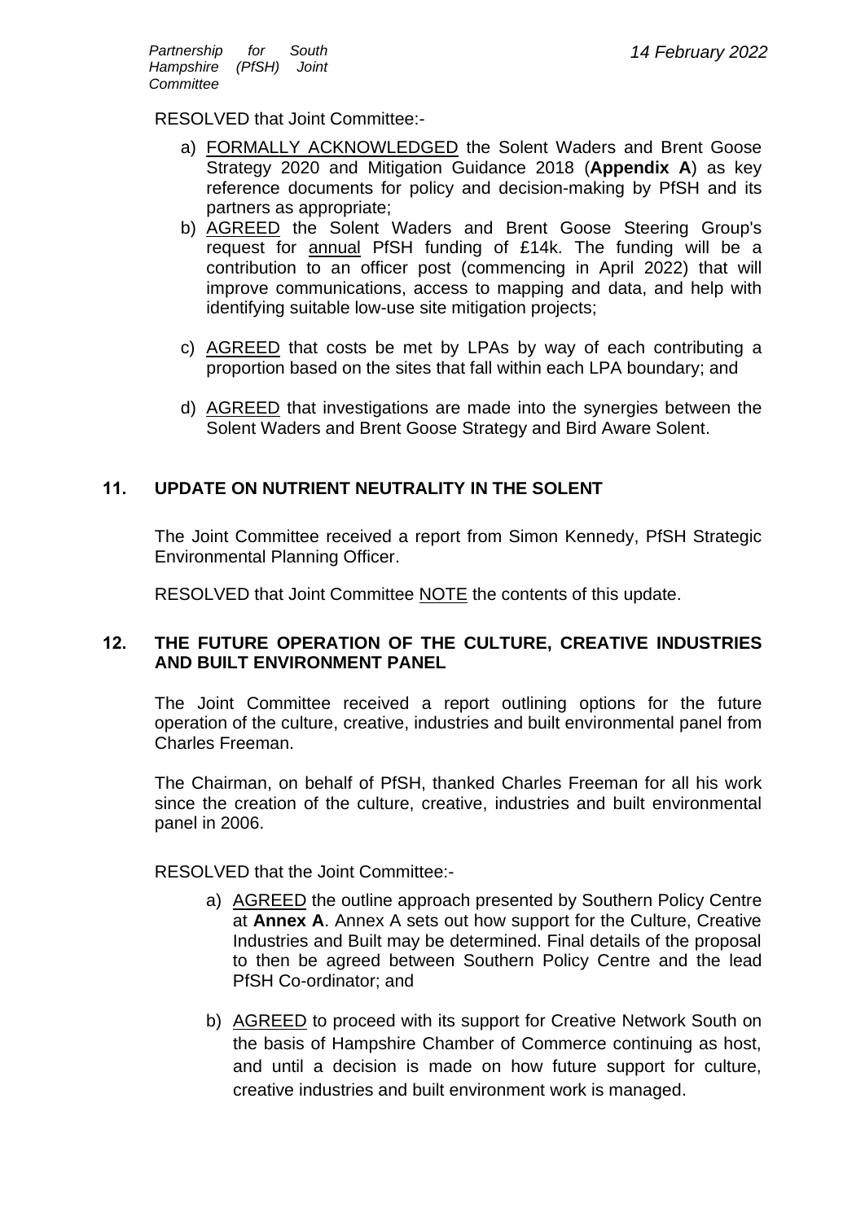RESOLVED that Joint Committee:-

a) FORMALLY ACKNOWLEDGED the Solent Waders and Brent Goose Strategy 2020 and Mitigation Guidance 2018 (**Appendix A**) as key reference documents for policy and decision-making by PfSH and its partners as appropriate;
b) AGREED the Solent Waders and Brent Goose Steering Group's request for annual PfSH funding of £14k. The funding will be a contribution to an officer post (commencing in April 2022) that will improve communications, access to mapping and data, and help with identifying suitable low-use site mitigation projects;
c) AGREED that costs be met by LPAs by way of each contributing a proportion based on the sites that fall within each LPA boundary; and
d) AGREED that investigations are made into the synergies between the Solent Waders and Brent Goose Strategy and Bird Aware Solent.

## 11. UPDATE ON NUTRIENT NEUTRALITY IN THE SOLENT

The Joint Committee received a report from Simon Kennedy, PfSH Strategic Environmental Planning Officer.

RESOLVED that Joint Committee NOTE the contents of this update.

## 12. THE FUTURE OPERATION OF THE CULTURE, CREATIVE INDUSTRIES AND BUILT ENVIRONMENT PANEL

The Joint Committee received a report outlining options for the future operation of the culture, creative, industries and built environmental panel from Charles Freeman.

The Chairman, on behalf of PfSH, thanked Charles Freeman for all his work since the creation of the culture, creative, industries and built environmental panel in 2006.

RESOLVED that the Joint Committee:-

a) AGREED the outline approach presented by Southern Policy Centre at **Annex A**. Annex A sets out how support for the Culture, Creative Industries and Built may be determined. Final details of the proposal to then be agreed between Southern Policy Centre and the lead PfSH Co-ordinator; and
b) AGREED to proceed with its support for Creative Network South on the basis of Hampshire Chamber of Commerce continuing as host, and until a decision is made on how future support for culture, creative industries and built environment work is managed.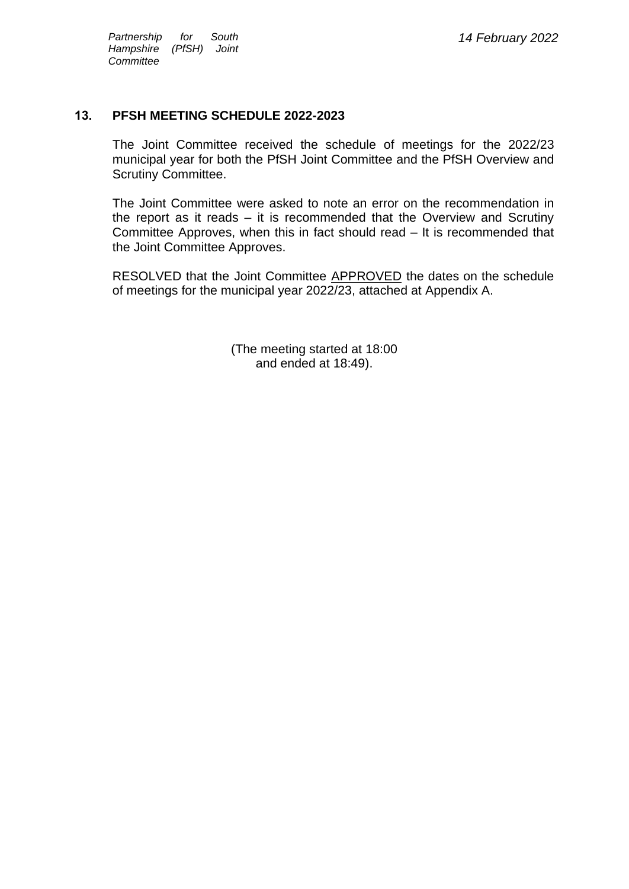## 13. PFSH MEETING SCHEDULE 2022-2023

The Joint Committee received the schedule of meetings for the 2022/23 municipal year for both the PfSH Joint Committee and the PfSH Overview and Scrutiny Committee.

The Joint Committee were asked to note an error on the recommendation in the report as it reads – it is recommended that the Overview and Scrutiny Committee Approves, when this in fact should read – It is recommended that the Joint Committee Approves.

RESOLVED that the Joint Committee APPROVED the dates on the schedule of meetings for the municipal year 2022/23, attached at Appendix A.

(The meeting started at 18:00
and ended at 18:49).